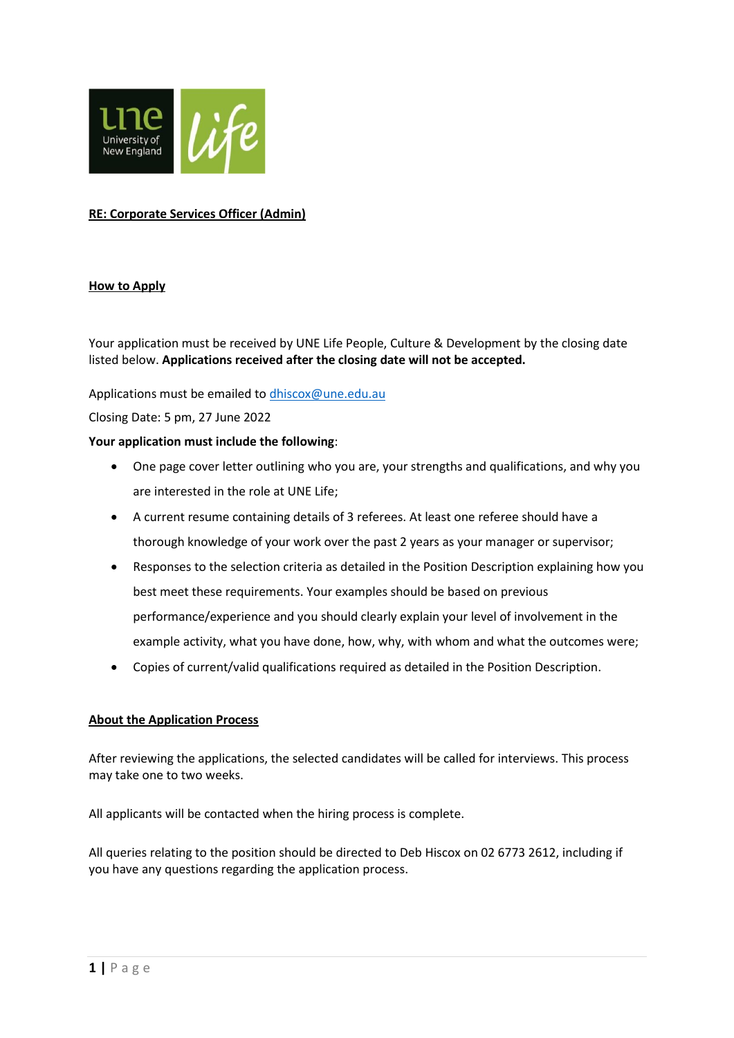## RE: Corporate Services Officer (Admin)

### How to Apply

Your application must be received by UNE Life People, Culture & Development by the closing date listed below. **Applications received after the closing date will not be accepted.**

Applications must be emailed to dhiscox@une.edu.au

Closing Date: 5 pm, 27 June 2022

**Your application must include the following**:

- One page cover letter outlining who you are, your strengths and qualifications, and why you are interested in the role at UNE Life;
- A current resume containing details of 3 referees. At least one referee should have a thorough knowledge of your work over the past 2 years as your manager or supervisor;
- Responses to the selection criteria as detailed in the Position Description explaining how you best meet these requirements. Your examples should be based on previous performance/experience and you should clearly explain your level of involvement in the example activity, what you have done, how, why, with whom and what the outcomes were;
- Copies of current/valid qualifications required as detailed in the Position Description.

### About the Application Process

After reviewing the applications, the selected candidates will be called for interviews. This process may take one to two weeks.

All applicants will be contacted when the hiring process is complete.

All queries relating to the position should be directed to Deb Hiscox on 02 6773 2612, including if you have any questions regarding the application process.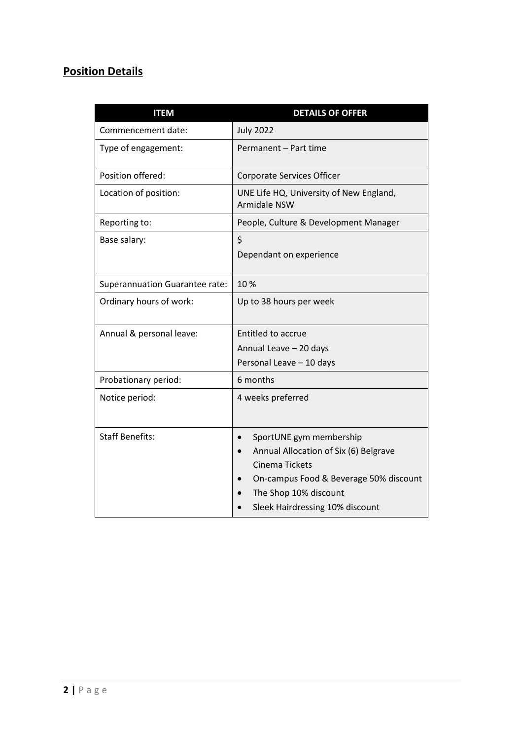## Position Details

| ITEM | DETAILS OF OFFER |
|---|---|
| Commencement date: | July 2022 |
| Type of engagement: | Permanent – Part time |
| Position offered: | Corporate Services Officer |
| Location of position: | UNE Life HQ, University of New England, Armidale NSW |
| Reporting to: | People, Culture & Development Manager |
| Base salary: | $<br>Dependant on experience |
| Superannuation Guarantee rate: | 10 % |
| Ordinary hours of work: | Up to 38 hours per week |
| Annual & personal leave: | Entitled to accrue<br>Annual Leave – 20 days<br>Personal Leave – 10 days |
| Probationary period: | 6 months |
| Notice period: | 4 weeks preferred |
| Staff Benefits: | • SportUNE gym membership<br>• Annual Allocation of Six (6) Belgrave Cinema Tickets<br>• On-campus Food & Beverage 50% discount<br>• The Shop 10% discount<br>• Sleek Hairdressing 10% discount |